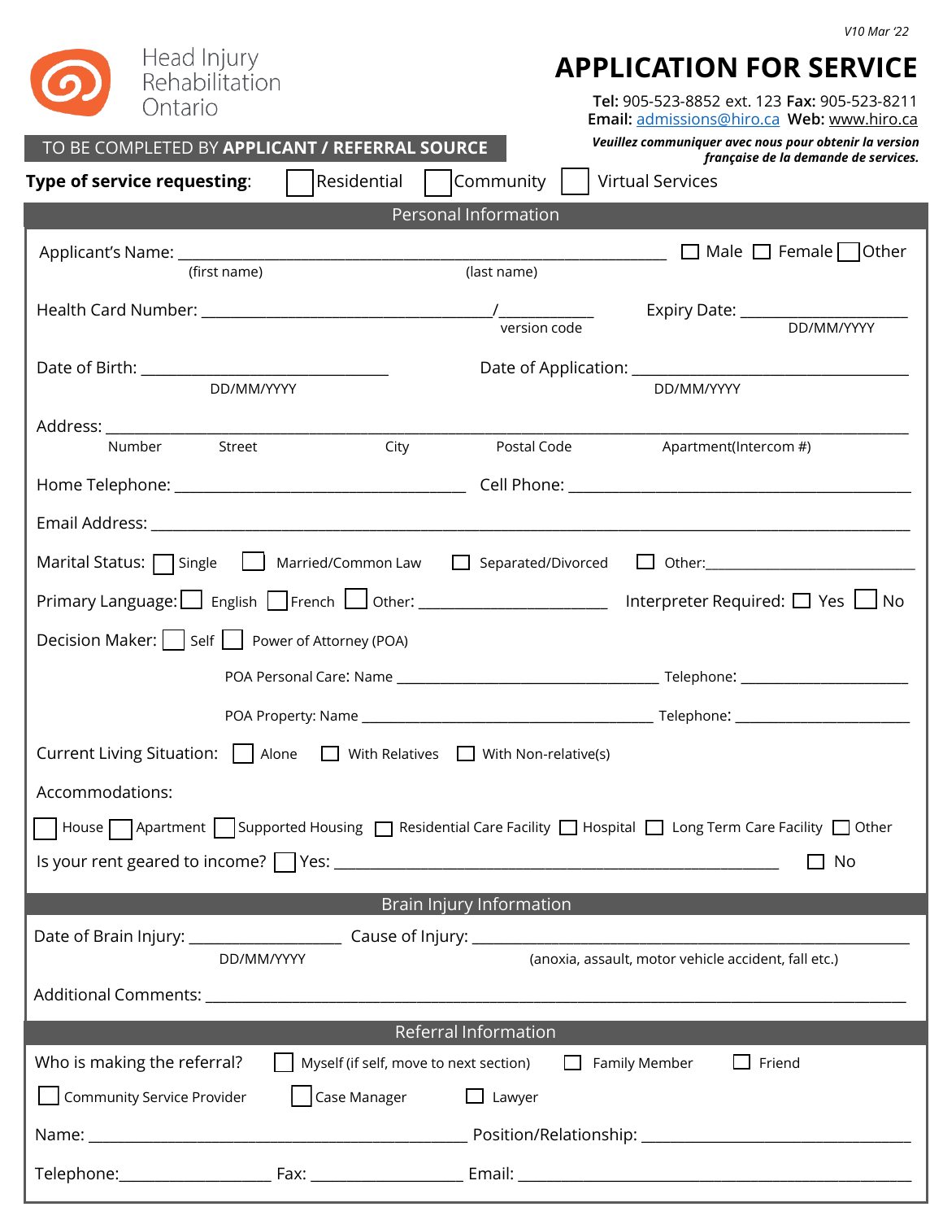V10 Mar '22

Head Injury Rehabilitation Ontario

# APPLICATION FOR SERVICE

**Tel:** 905-523-8852 ext. 123 **Fax:** 905-523-8211
**Email:** admissions@hiro.ca **Web:** www.hiro.ca

***Veuillez communiquer avec nous pour obtenir la version française de la demande de services.***

TO BE COMPLETED BY **APPLICANT / REFERRAL SOURCE**

**Type of service requesting**: ☐ Residential ☐ Community ☐ Virtual Services

## Personal Information

Applicant's Name: ___________________________________________ ☐ Male ☐ Female ☐ Other
(first name) (last name)

Health Card Number: ___________________________/__________ Expiry Date: ________________
version code DD/MM/YYYY

Date of Birth: _______________________ Date of Application: __________________________
DD/MM/YYYY DD/MM/YYYY

Address: ___________________________________________________________________________
Number Street City Postal Code Apartment(Intercom #)

Home Telephone: ___________________________ Cell Phone: ________________________________

Email Address: ______________________________________________________________________

Marital Status: ☐ Single ☐ Married/Common Law ☐ Separated/Divorced ☐ Other:____________________

Primary Language: ☐ English ☐ French ☐ Other: __________________ Interpreter Required: ☐ Yes ☐ No

Decision Maker: ☐ Self ☐ Power of Attorney (POA)

POA Personal Care: Name _________________________ Telephone: ________________

POA Property: Name ____________________________ Telephone: ________________

Current Living Situation: ☐ Alone ☐ With Relatives ☐ With Non-relative(s)

Accommodations:

☐ House ☐ Apartment ☐ Supported Housing ☐ Residential Care Facility ☐ Hospital ☐ Long Term Care Facility ☐ Other

Is your rent geared to income? ☐ Yes: __________________________________________ ☐ No

## Brain Injury Information

Date of Brain Injury: ______________ Cause of Injury: _____________________________________
DD/MM/YYYY (anoxia, assault, motor vehicle accident, fall etc.)

Additional Comments: _________________________________________________________________

## Referral Information

Who is making the referral? ☐ Myself (if self, move to next section) ☐ Family Member ☐ Friend

☐ Community Service Provider ☐ Case Manager ☐ Lawyer

Name: ____________________________________ Position/Relationship: _________________________

Telephone:______________ Fax: ______________ Email: ____________________________________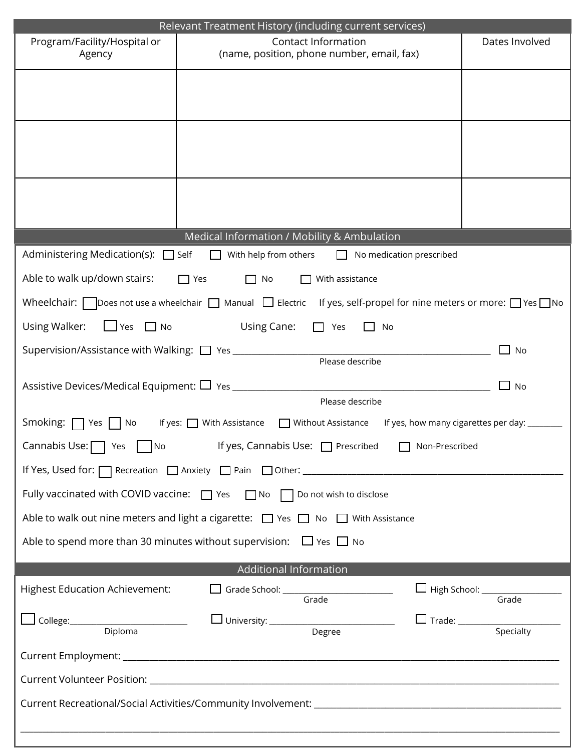## Relevant Treatment History (including current services)

| Program/Facility/Hospital or Agency | Contact Information (name, position, phone number, email, fax) | Dates Involved |
|---|---|---|
| | | |
| | | |
| | | |

## Medical Information / Mobility & Ambulation

Administering Medication(s): ☐ Self ☐ With help from others ☐ No medication prescribed

Able to walk up/down stairs: ☐ Yes ☐ No ☐ With assistance

Wheelchair: ☐ Does not use a wheelchair ☐ Manual ☐ Electric If yes, self-propel for nine meters or more: ☐ Yes ☐ No

Using Walker: ☐ Yes ☐ No Using Cane: ☐ Yes ☐ No

Supervision/Assistance with Walking: ☐ Yes ______________________________ ☐ No
Please describe

Assistive Devices/Medical Equipment: ☐ Yes ______________________________ ☐ No
Please describe

Smoking: ☐ Yes ☐ No If yes: ☐ With Assistance ☐ Without Assistance If yes, how many cigarettes per day: ________

Cannabis Use: ☐ Yes ☐ No If yes, Cannabis Use: ☐ Prescribed ☐ Non-Prescribed

If Yes, Used for: ☐ Recreation ☐ Anxiety ☐ Pain ☐ Other: ______________________________

Fully vaccinated with COVID vaccine: ☐ Yes ☐ No ☐ Do not wish to disclose

Able to walk out nine meters and light a cigarette: ☐ Yes ☐ No ☐ With Assistance

Able to spend more than 30 minutes without supervision: ☐ Yes ☐ No

## Additional Information

Highest Education Achievement: ☐ Grade School: ________________ (Grade) ☐ High School: ________________ (Grade)

☐ College: ________________ (Diploma) ☐ University: ________________ (Degree) ☐ Trade: ________________ (Specialty)

Current Employment: ______________________________________________

Current Volunteer Position: ______________________________________________

Current Recreational/Social Activities/Community Involvement: ______________________________________________

______________________________________________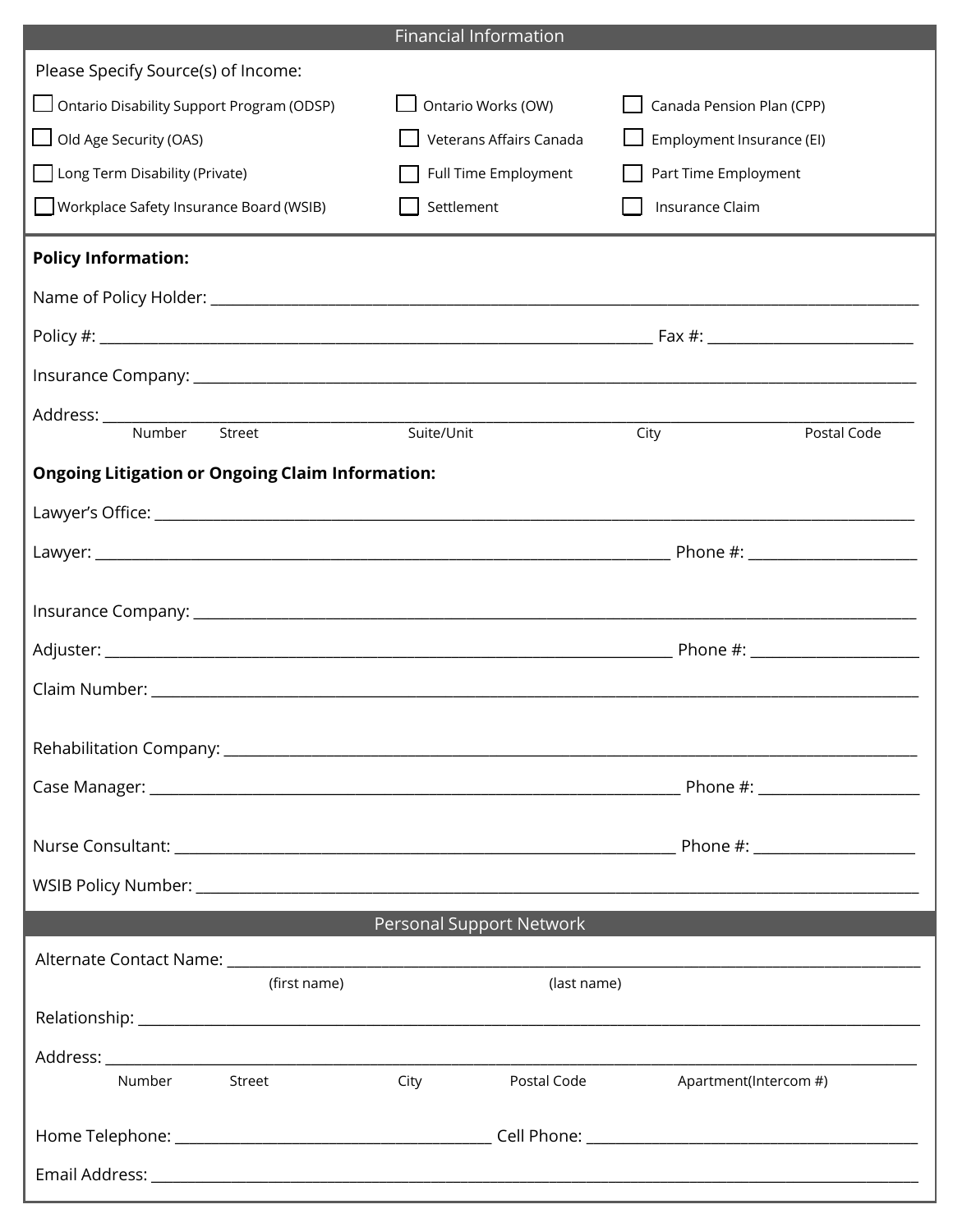## Financial Information

Please Specify Source(s) of Income:

- ☐ Ontario Disability Support Program (ODSP)
- ☐ Ontario Works (OW)
- ☐ Canada Pension Plan (CPP)
- ☐ Old Age Security (OAS)
- ☐ Veterans Affairs Canada
- ☐ Employment Insurance (EI)
- ☐ Long Term Disability (Private)
- ☐ Full Time Employment
- ☐ Part Time Employment
- ☐ Workplace Safety Insurance Board (WSIB)
- ☐ Settlement
- ☐ Insurance Claim

**Policy Information:**

Name of Policy Holder: ______________________________

Policy #: ______________________________ Fax #: ______________________________

Insurance Company: ______________________________

Address: ______________________________
Number Street Suite/Unit City Postal Code

**Ongoing Litigation or Ongoing Claim Information:**

Lawyer's Office: ______________________________

Lawyer: ______________________________ Phone #: ______________________________

Insurance Company: ______________________________

Adjuster: ______________________________ Phone #: ______________________________

Claim Number: ______________________________

Rehabilitation Company: ______________________________

Case Manager: ______________________________ Phone #: ______________________________

Nurse Consultant: ______________________________ Phone #: ______________________________

WSIB Policy Number: ______________________________

## Personal Support Network

Alternate Contact Name: ______________________________
(first name) (last name)

Relationship: ______________________________

Address: ______________________________
Number Street City Postal Code Apartment(Intercom #)

Home Telephone: ______________________________ Cell Phone: ______________________________

Email Address: ______________________________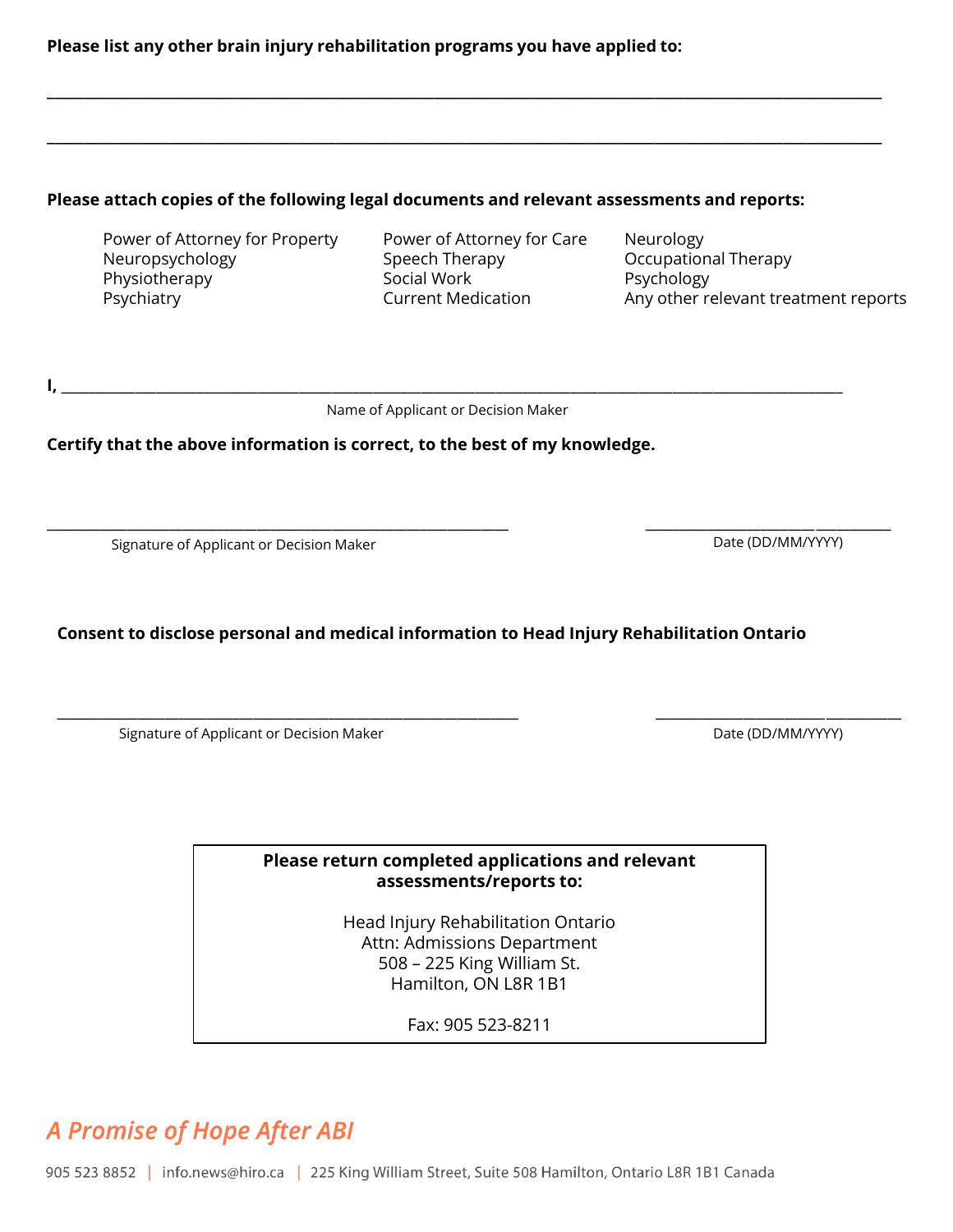**Please list any other brain injury rehabilitation programs you have applied to:**

_______________________________________________________________________________________________

_______________________________________________________________________________________________

**Please attach copies of the following legal documents and relevant assessments and reports:**

| | | |
|---|---|---|
| Power of Attorney for Property | Power of Attorney for Care | Neurology |
| Neuropsychology | Speech Therapy | Occupational Therapy |
| Physiotherapy | Social Work | Psychology |
| Psychiatry | Current Medication | Any other relevant treatment reports |

**I,** _______________________________________________________________________________________

Name of Applicant or Decision Maker

**Certify that the above information is correct, to the best of my knowledge.**

_____________________________________________ ______________________

Signature of Applicant or Decision Maker Date (DD/MM/YYYY)

**Consent to disclose personal and medical information to Head Injury Rehabilitation Ontario**

_____________________________________________ ______________________

Signature of Applicant or Decision Maker Date (DD/MM/YYYY)

**Please return completed applications and relevant assessments/reports to:**

Head Injury Rehabilitation Ontario
Attn: Admissions Department
508 – 225 King William St.
Hamilton, ON L8R 1B1

Fax: 905 523-8211

*A Promise of Hope After ABI*

905 523 8852 | info.news@hiro.ca | 225 King William Street, Suite 508 Hamilton, Ontario L8R 1B1 Canada